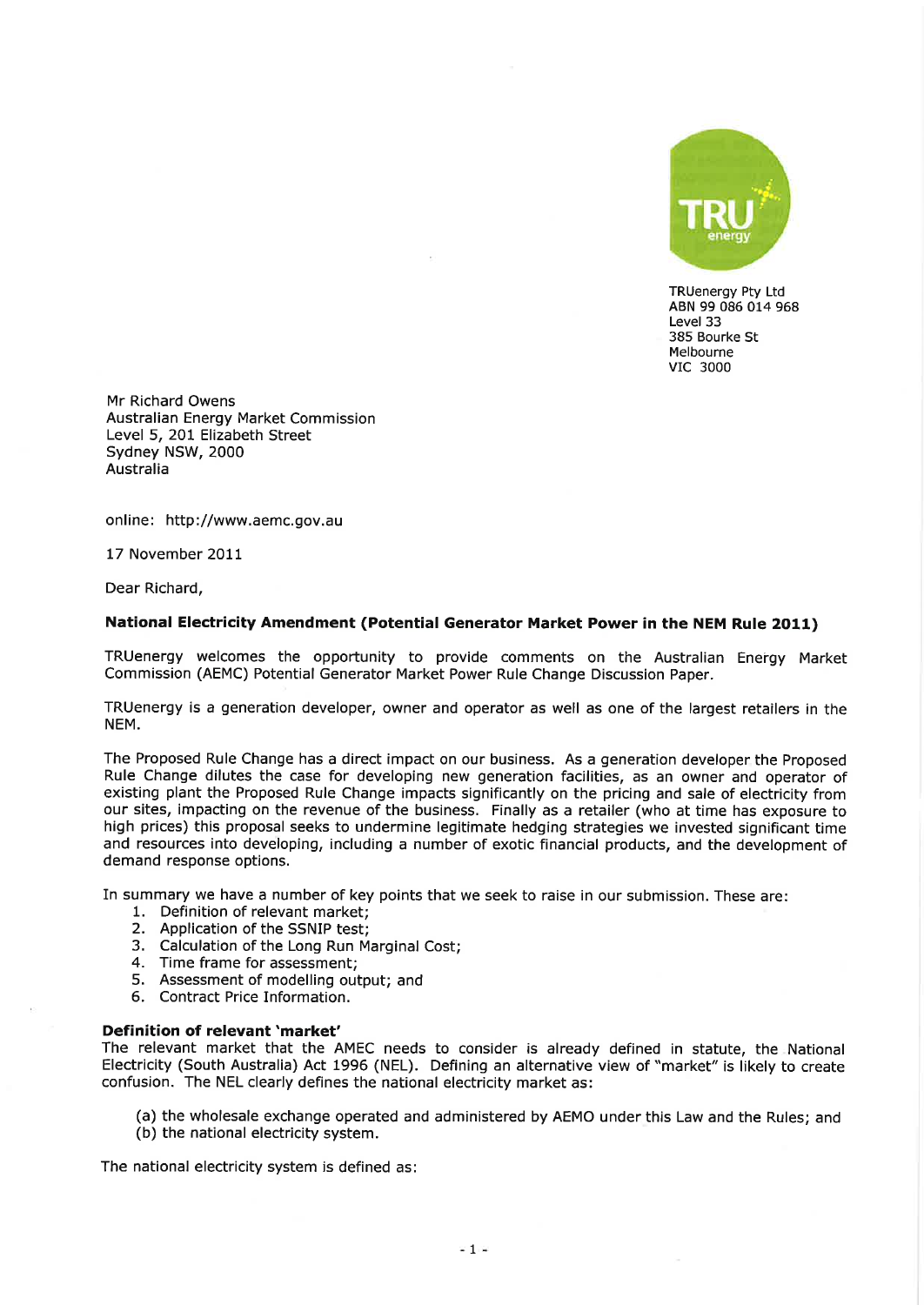TRUenergy Pty Ltd
ABN 99 086 014 968
Level 33
385 Bourke St
Melbourne
VIC 3000

Mr Richard Owens
Australian Energy Market Commission
Level 5, 201 Elizabeth Street
Sydney NSW, 2000
Australia

online: http://www.aemc.gov.au

17 November 2011

Dear Richard,

**National Electricity Amendment (Potential Generator Market Power in the NEM Rule 2011)**

TRUenergy welcomes the opportunity to provide comments on the Australian Energy Market Commission (AEMC) Potential Generator Market Power Rule Change Discussion Paper.

TRUenergy is a generation developer, owner and operator as well as one of the largest retailers in the NEM.

The Proposed Rule Change has a direct impact on our business. As a generation developer the Proposed Rule Change dilutes the case for developing new generation facilities, as an owner and operator of existing plant the Proposed Rule Change impacts significantly on the pricing and sale of electricity from our sites, impacting on the revenue of the business. Finally as a retailer (who at time has exposure to high prices) this proposal seeks to undermine legitimate hedging strategies we invested significant time and resources into developing, including a number of exotic financial products, and the development of demand response options.

In summary we have a number of key points that we seek to raise in our submission. These are:

1. Definition of relevant market;
2. Application of the SSNIP test;
3. Calculation of the Long Run Marginal Cost;
4. Time frame for assessment;
5. Assessment of modelling output; and
6. Contract Price Information.

**Definition of relevant 'market'**

The relevant market that the AMEC needs to consider is already defined in statute, the National Electricity (South Australia) Act 1996 (NEL). Defining an alternative view of "market" is likely to create confusion. The NEL clearly defines the national electricity market as:

(a) the wholesale exchange operated and administered by AEMO under this Law and the Rules; and
(b) the national electricity system.

The national electricity system is defined as: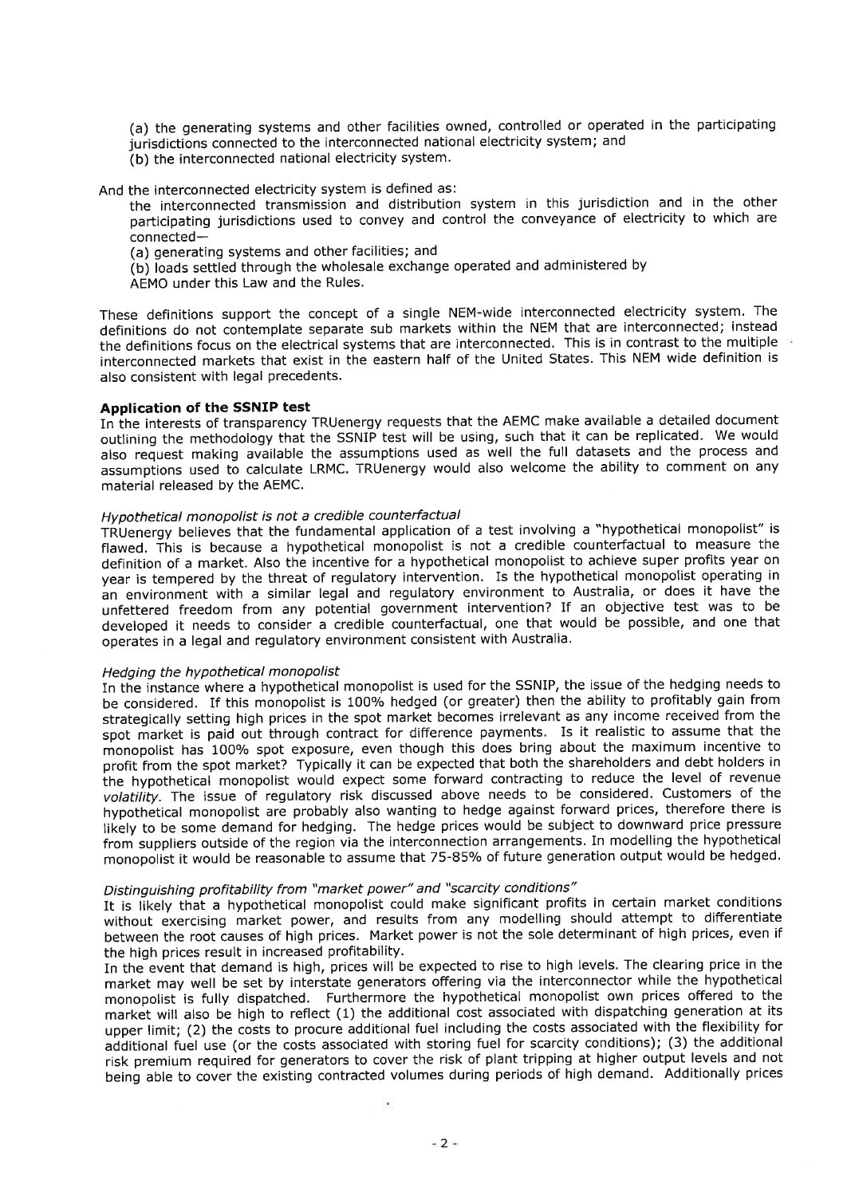(a) the generating systems and other facilities owned, controlled or operated in the participating jurisdictions connected to the interconnected national electricity system; and
(b) the interconnected national electricity system.

And the interconnected electricity system is defined as:

the interconnected transmission and distribution system in this jurisdiction and in the other participating jurisdictions used to convey and control the conveyance of electricity to which are connected—
(a) generating systems and other facilities; and
(b) loads settled through the wholesale exchange operated and administered by AEMO under this Law and the Rules.

These definitions support the concept of a single NEM-wide interconnected electricity system. The definitions do not contemplate separate sub markets within the NEM that are interconnected; instead the definitions focus on the electrical systems that are interconnected. This is in contrast to the multiple interconnected markets that exist in the eastern half of the United States. This NEM wide definition is also consistent with legal precedents.

**Application of the SSNIP test**

In the interests of transparency TRUenergy requests that the AEMC make available a detailed document outlining the methodology that the SSNIP test will be using, such that it can be replicated. We would also request making available the assumptions used as well the full datasets and the process and assumptions used to calculate LRMC. TRUenergy would also welcome the ability to comment on any material released by the AEMC.

*Hypothetical monopolist is not a credible counterfactual*

TRUenergy believes that the fundamental application of a test involving a "hypothetical monopolist" is flawed. This is because a hypothetical monopolist is not a credible counterfactual to measure the definition of a market. Also the incentive for a hypothetical monopolist to achieve super profits year on year is tempered by the threat of regulatory intervention. Is the hypothetical monopolist operating in an environment with a similar legal and regulatory environment to Australia, or does it have the unfettered freedom from any potential government intervention? If an objective test was to be developed it needs to consider a credible counterfactual, one that would be possible, and one that operates in a legal and regulatory environment consistent with Australia.

*Hedging the hypothetical monopolist*

In the instance where a hypothetical monopolist is used for the SSNIP, the issue of the hedging needs to be considered. If this monopolist is 100% hedged (or greater) then the ability to profitably gain from strategically setting high prices in the spot market becomes irrelevant as any income received from the spot market is paid out through contract for difference payments. Is it realistic to assume that the monopolist has 100% spot exposure, even though this does bring about the maximum incentive to profit from the spot market? Typically it can be expected that both the shareholders and debt holders in the hypothetical monopolist would expect some forward contracting to reduce the level of revenue *volatility*. The issue of regulatory risk discussed above needs to be considered. Customers of the hypothetical monopolist are probably also wanting to hedge against forward prices, therefore there is likely to be some demand for hedging. The hedge prices would be subject to downward price pressure from suppliers outside of the region via the interconnection arrangements. In modelling the hypothetical monopolist it would be reasonable to assume that 75-85% of future generation output would be hedged.

*Distinguishing profitability from "market power" and "scarcity conditions"*

It is likely that a hypothetical monopolist could make significant profits in certain market conditions without exercising market power, and results from any modelling should attempt to differentiate between the root causes of high prices. Market power is not the sole determinant of high prices, even if the high prices result in increased profitability.

In the event that demand is high, prices will be expected to rise to high levels. The clearing price in the market may well be set by interstate generators offering via the interconnector while the hypothetical monopolist is fully dispatched. Furthermore the hypothetical monopolist own prices offered to the market will also be high to reflect (1) the additional cost associated with dispatching generation at its upper limit; (2) the costs to procure additional fuel including the costs associated with the flexibility for additional fuel use (or the costs associated with storing fuel for scarcity conditions); (3) the additional risk premium required for generators to cover the risk of plant tripping at higher output levels and not being able to cover the existing contracted volumes during periods of high demand. Additionally prices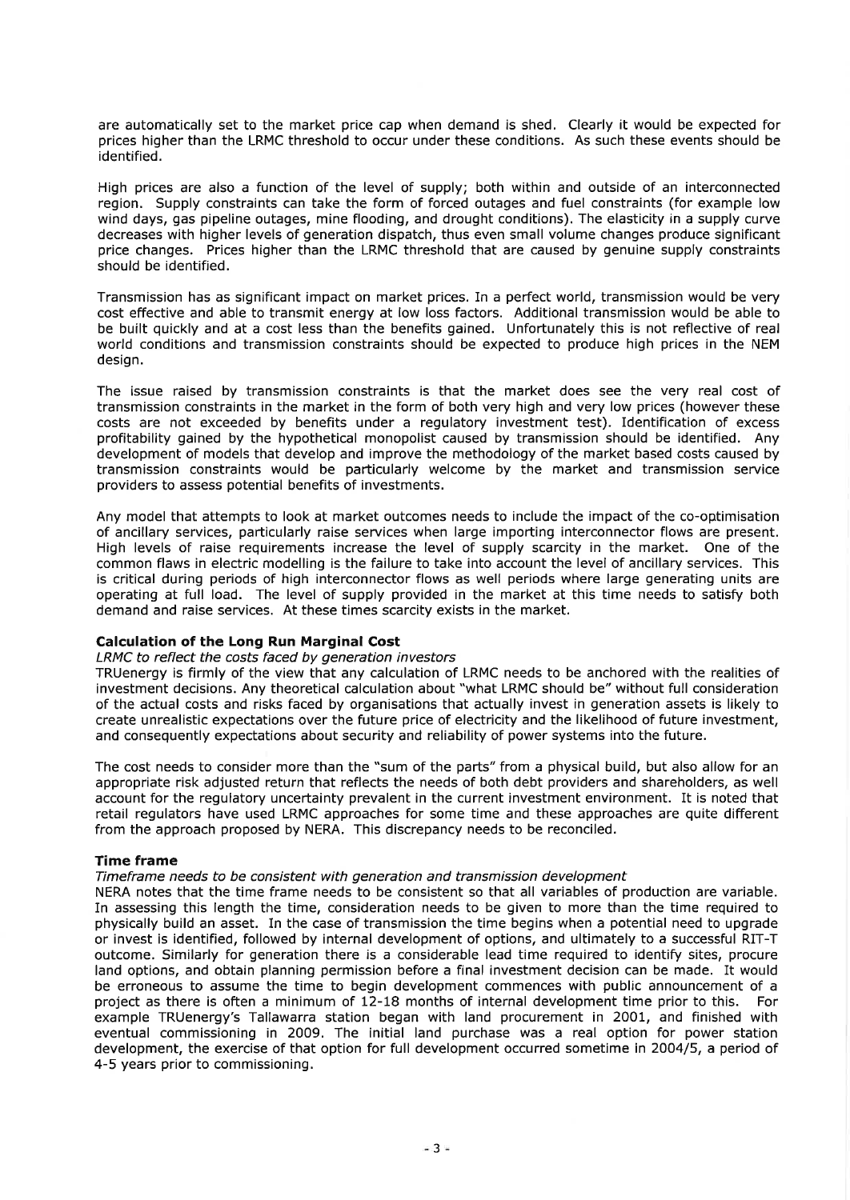are automatically set to the market price cap when demand is shed. Clearly it would be expected for prices higher than the LRMC threshold to occur under these conditions. As such these events should be identified.

High prices are also a function of the level of supply; both within and outside of an interconnected region. Supply constraints can take the form of forced outages and fuel constraints (for example low wind days, gas pipeline outages, mine flooding, and drought conditions). The elasticity in a supply curve decreases with higher levels of generation dispatch, thus even small volume changes produce significant price changes. Prices higher than the LRMC threshold that are caused by genuine supply constraints should be identified.

Transmission has as significant impact on market prices. In a perfect world, transmission would be very cost effective and able to transmit energy at low loss factors. Additional transmission would be able to be built quickly and at a cost less than the benefits gained. Unfortunately this is not reflective of real world conditions and transmission constraints should be expected to produce high prices in the NEM design.

The issue raised by transmission constraints is that the market does see the very real cost of transmission constraints in the market in the form of both very high and very low prices (however these costs are not exceeded by benefits under a regulatory investment test). Identification of excess profitability gained by the hypothetical monopolist caused by transmission should be identified. Any development of models that develop and improve the methodology of the market based costs caused by transmission constraints would be particularly welcome by the market and transmission service providers to assess potential benefits of investments.

Any model that attempts to look at market outcomes needs to include the impact of the co-optimisation of ancillary services, particularly raise services when large importing interconnector flows are present. High levels of raise requirements increase the level of supply scarcity in the market. One of the common flaws in electric modelling is the failure to take into account the level of ancillary services. This is critical during periods of high interconnector flows as well periods where large generating units are operating at full load. The level of supply provided in the market at this time needs to satisfy both demand and raise services. At these times scarcity exists in the market.

**Calculation of the Long Run Marginal Cost**

*LRMC to reflect the costs faced by generation investors*

TRUenergy is firmly of the view that any calculation of LRMC needs to be anchored with the realities of investment decisions. Any theoretical calculation about "what LRMC should be" without full consideration of the actual costs and risks faced by organisations that actually invest in generation assets is likely to create unrealistic expectations over the future price of electricity and the likelihood of future investment, and consequently expectations about security and reliability of power systems into the future.

The cost needs to consider more than the "sum of the parts" from a physical build, but also allow for an appropriate risk adjusted return that reflects the needs of both debt providers and shareholders, as well account for the regulatory uncertainty prevalent in the current investment environment. It is noted that retail regulators have used LRMC approaches for some time and these approaches are quite different from the approach proposed by NERA. This discrepancy needs to be reconciled.

**Time frame**

*Timeframe needs to be consistent with generation and transmission development*

NERA notes that the time frame needs to be consistent so that all variables of production are variable. In assessing this length the time, consideration needs to be given to more than the time required to physically build an asset. In the case of transmission the time begins when a potential need to upgrade or invest is identified, followed by internal development of options, and ultimately to a successful RIT-T outcome. Similarly for generation there is a considerable lead time required to identify sites, procure land options, and obtain planning permission before a final investment decision can be made. It would be erroneous to assume the time to begin development commences with public announcement of a project as there is often a minimum of 12-18 months of internal development time prior to this. For example TRUenergy's Tallawarra station began with land procurement in 2001, and finished with eventual commissioning in 2009. The initial land purchase was a real option for power station development, the exercise of that option for full development occurred sometime in 2004/5, a period of 4-5 years prior to commissioning.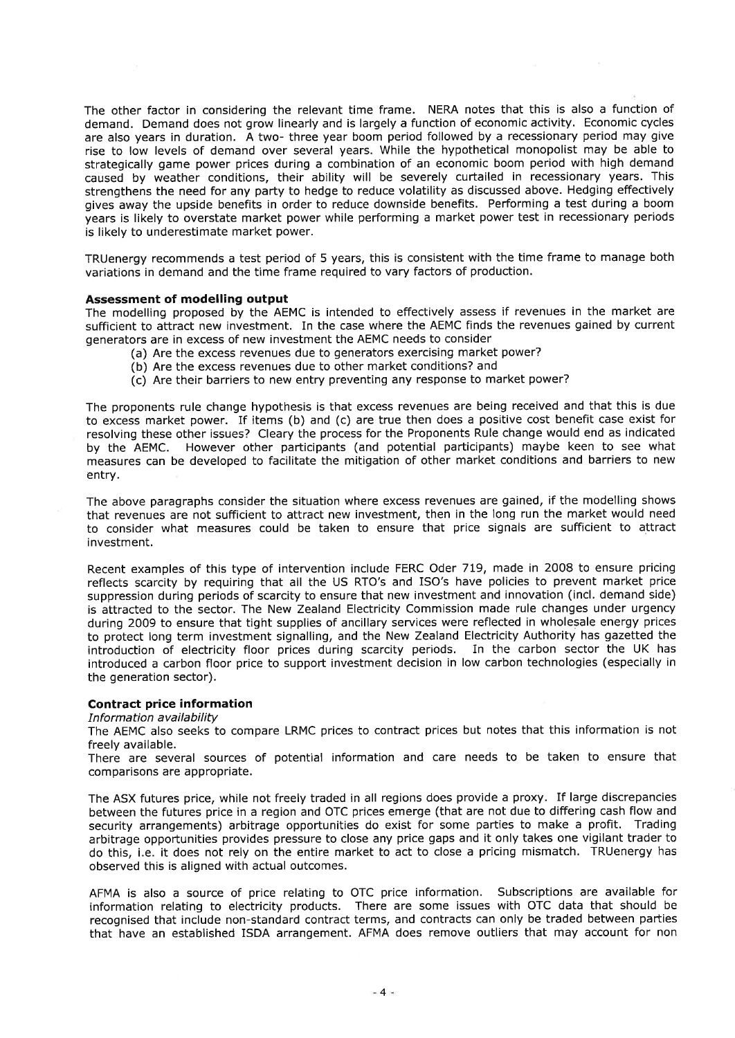The other factor in considering the relevant time frame. NERA notes that this is also a function of demand. Demand does not grow linearly and is largely a function of economic activity. Economic cycles are also years in duration. A two- three year boom period followed by a recessionary period may give rise to low levels of demand over several years. While the hypothetical monopolist may be able to strategically game power prices during a combination of an economic boom period with high demand caused by weather conditions, their ability will be severely curtailed in recessionary years. This strengthens the need for any party to hedge to reduce volatility as discussed above. Hedging effectively gives away the upside benefits in order to reduce downside benefits. Performing a test during a boom years is likely to overstate market power while performing a market power test in recessionary periods is likely to underestimate market power.

TRUenergy recommends a test period of 5 years, this is consistent with the time frame to manage both variations in demand and the time frame required to vary factors of production.

**Assessment of modelling output**

The modelling proposed by the AEMC is intended to effectively assess if revenues in the market are sufficient to attract new investment. In the case where the AEMC finds the revenues gained by current generators are in excess of new investment the AEMC needs to consider

(a) Are the excess revenues due to generators exercising market power?
(b) Are the excess revenues due to other market conditions? and
(c) Are their barriers to new entry preventing any response to market power?

The proponents rule change hypothesis is that excess revenues are being received and that this is due to excess market power. If items (b) and (c) are true then does a positive cost benefit case exist for resolving these other issues? Cleary the process for the Proponents Rule change would end as indicated by the AEMC. However other participants (and potential participants) maybe keen to see what measures can be developed to facilitate the mitigation of other market conditions and barriers to new entry.

The above paragraphs consider the situation where excess revenues are gained, if the modelling shows that revenues are not sufficient to attract new investment, then in the long run the market would need to consider what measures could be taken to ensure that price signals are sufficient to attract investment.

Recent examples of this type of intervention include FERC Oder 719, made in 2008 to ensure pricing reflects scarcity by requiring that all the US RTO's and ISO's have policies to prevent market price suppression during periods of scarcity to ensure that new investment and innovation (incl. demand side) is attracted to the sector. The New Zealand Electricity Commission made rule changes under urgency during 2009 to ensure that tight supplies of ancillary services were reflected in wholesale energy prices to protect long term investment signalling, and the New Zealand Electricity Authority has gazetted the introduction of electricity floor prices during scarcity periods. In the carbon sector the UK has introduced a carbon floor price to support investment decision in low carbon technologies (especially in the generation sector).

**Contract price information**

*Information availability*

The AEMC also seeks to compare LRMC prices to contract prices but notes that this information is not freely available.

There are several sources of potential information and care needs to be taken to ensure that comparisons are appropriate.

The ASX futures price, while not freely traded in all regions does provide a proxy. If large discrepancies between the futures price in a region and OTC prices emerge (that are not due to differing cash flow and security arrangements) arbitrage opportunities do exist for some parties to make a profit. Trading arbitrage opportunities provides pressure to close any price gaps and it only takes one vigilant trader to do this, i.e. it does not rely on the entire market to act to close a pricing mismatch. TRUenergy has observed this is aligned with actual outcomes.

AFMA is also a source of price relating to OTC price information. Subscriptions are available for information relating to electricity products. There are some issues with OTC data that should be recognised that include non-standard contract terms, and contracts can only be traded between parties that have an established ISDA arrangement. AFMA does remove outliers that may account for non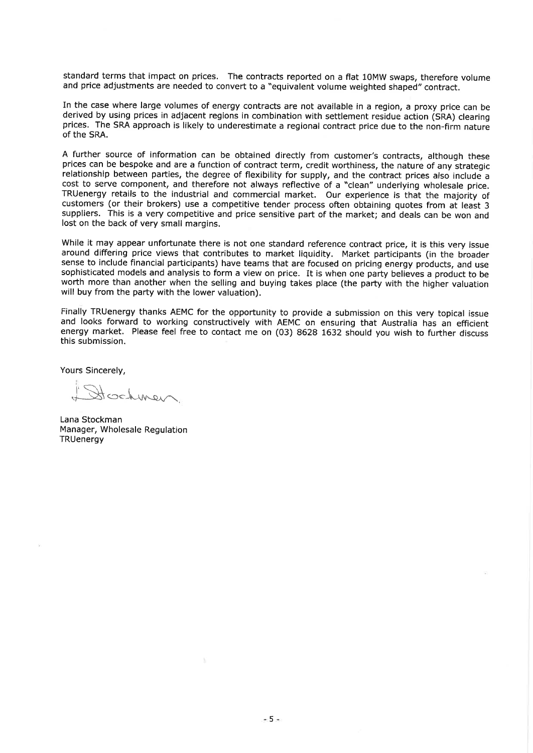standard terms that impact on prices. The contracts reported on a flat 10MW swaps, therefore volume and price adjustments are needed to convert to a "equivalent volume weighted shaped" contract.

In the case where large volumes of energy contracts are not available in a region, a proxy price can be derived by using prices in adjacent regions in combination with settlement residue action (SRA) clearing prices. The SRA approach is likely to underestimate a regional contract price due to the non-firm nature of the SRA.

A further source of information can be obtained directly from customer's contracts, although these prices can be bespoke and are a function of contract term, credit worthiness, the nature of any strategic relationship between parties, the degree of flexibility for supply, and the contract prices also include a cost to serve component, and therefore not always reflective of a "clean" underlying wholesale price. TRUenergy retails to the industrial and commercial market. Our experience is that the majority of customers (or their brokers) use a competitive tender process often obtaining quotes from at least 3 suppliers. This is a very competitive and price sensitive part of the market; and deals can be won and lost on the back of very small margins.

While it may appear unfortunate there is not one standard reference contract price, it is this very issue around differing price views that contributes to market liquidity. Market participants (in the broader sense to include financial participants) have teams that are focused on pricing energy products, and use sophisticated models and analysis to form a view on price. It is when one party believes a product to be worth more than another when the selling and buying takes place (the party with the higher valuation will buy from the party with the lower valuation).

Finally TRUenergy thanks AEMC for the opportunity to provide a submission on this very topical issue and looks forward to working constructively with AEMC on ensuring that Australia has an efficient energy market. Please feel free to contact me on (03) 8628 1632 should you wish to further discuss this submission.

Yours Sincerely,

Lana Stockman
Manager, Wholesale Regulation
TRUenergy